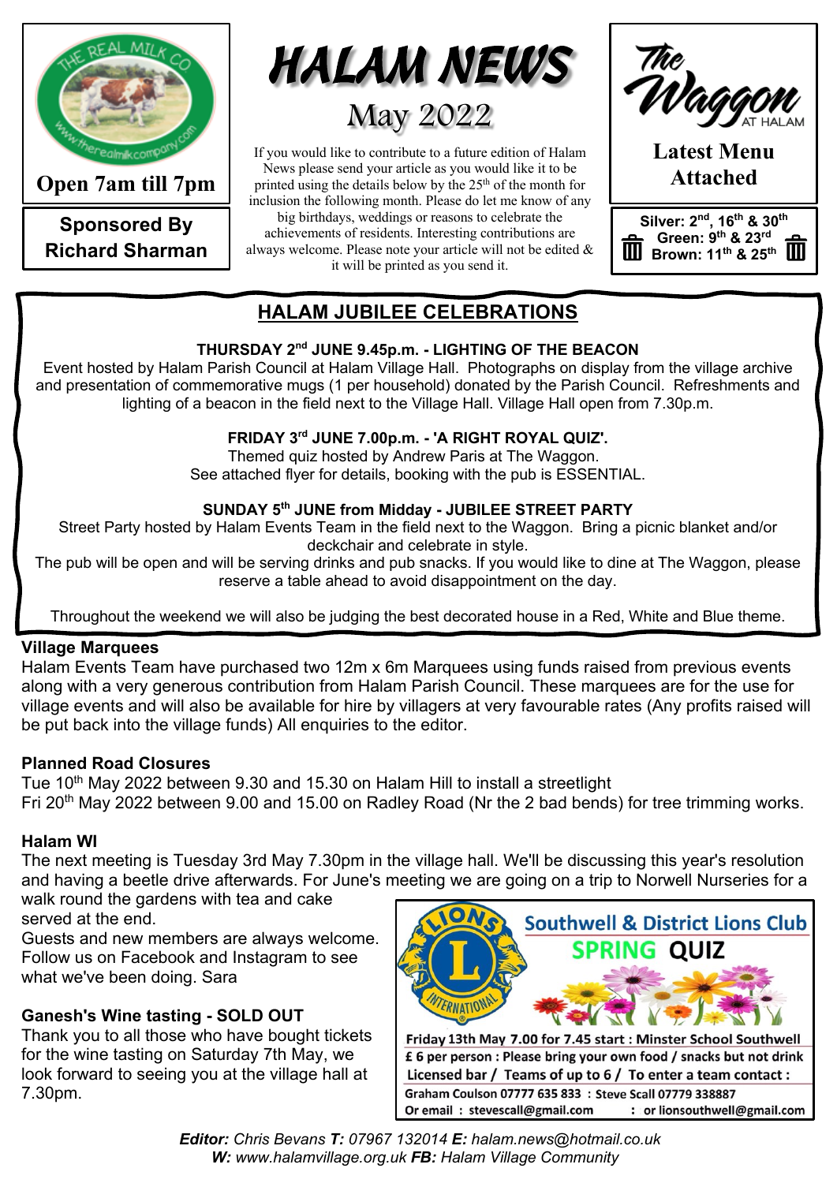Open 7am till 7pm

**Sponsored By Richard Sharman**

# HALAM NEWS

## May 2022

If you would like to contribute to a future edition of Halam News please send your article as you would like it to be printed using the details below by the 25th of the month for inclusion the following month. Please do let me know of any big birthdays, weddings or reasons to celebrate the achievements of residents. Interesting contributions are always welcome. Please note your article will not be edited & it will be printed as you send it.

**Latest Menu Attached**

**Silver: 2nd, 16th & 30th**
**Green: 9th & 23rd**
**Brown: 11th & 25th**

## HALAM JUBILEE CELEBRATIONS

**THURSDAY 2nd JUNE 9.45p.m. - LIGHTING OF THE BEACON**

Event hosted by Halam Parish Council at Halam Village Hall. Photographs on display from the village archive and presentation of commemorative mugs (1 per household) donated by the Parish Council. Refreshments and lighting of a beacon in the field next to the Village Hall. Village Hall open from 7.30p.m.

**FRIDAY 3rd JUNE 7.00p.m. - 'A RIGHT ROYAL QUIZ'.**

Themed quiz hosted by Andrew Paris at The Waggon.
See attached flyer for details, booking with the pub is ESSENTIAL.

**SUNDAY 5th JUNE from Midday - JUBILEE STREET PARTY**

Street Party hosted by Halam Events Team in the field next to the Waggon. Bring a picnic blanket and/or deckchair and celebrate in style.
The pub will be open and will be serving drinks and pub snacks. If you would like to dine at The Waggon, please reserve a table ahead to avoid disappointment on the day.

Throughout the weekend we will also be judging the best decorated house in a Red, White and Blue theme.

### Village Marquees

Halam Events Team have purchased two 12m x 6m Marquees using funds raised from previous events along with a very generous contribution from Halam Parish Council. These marquees are for the use for village events and will also be available for hire by villagers at very favourable rates (Any profits raised will be put back into the village funds) All enquiries to the editor.

### Planned Road Closures

Tue 10th May 2022 between 9.30 and 15.30 on Halam Hill to install a streetlight
Fri 20th May 2022 between 9.00 and 15.00 on Radley Road (Nr the 2 bad bends) for tree trimming works.

### Halam WI

The next meeting is Tuesday 3rd May 7.30pm in the village hall. We'll be discussing this year's resolution and having a beetle drive afterwards. For June's meeting we are going on a trip to Norwell Nurseries for a walk round the gardens with tea and cake served at the end.

Guests and new members are always welcome. Follow us on Facebook and Instagram to see what we've been doing. Sara

### Ganesh's Wine tasting - SOLD OUT

Thank you to all those who have bought tickets for the wine tasting on Saturday 7th May, we look forward to seeing you at the village hall at 7.30pm.

**Southwell & District Lions Club**
**SPRING QUIZ**

Friday 13th May 7.00 for 7.45 start : Minster School Southwell
£ 6 per person : Please bring your own food / snacks but not drink
Licensed bar / Teams of up to 6 / To enter a team contact :
Graham Coulson 07777 635 833 : Steve Scall 07779 338887
Or email : stevescall@gmail.com : or lionsouthwell@gmail.com

***Editor:** Chris Bevans **T:** 07967 132014 **E:** halam.news@hotmail.co.uk*
***W:** www.halamvillage.org.uk **FB:** Halam Village Community*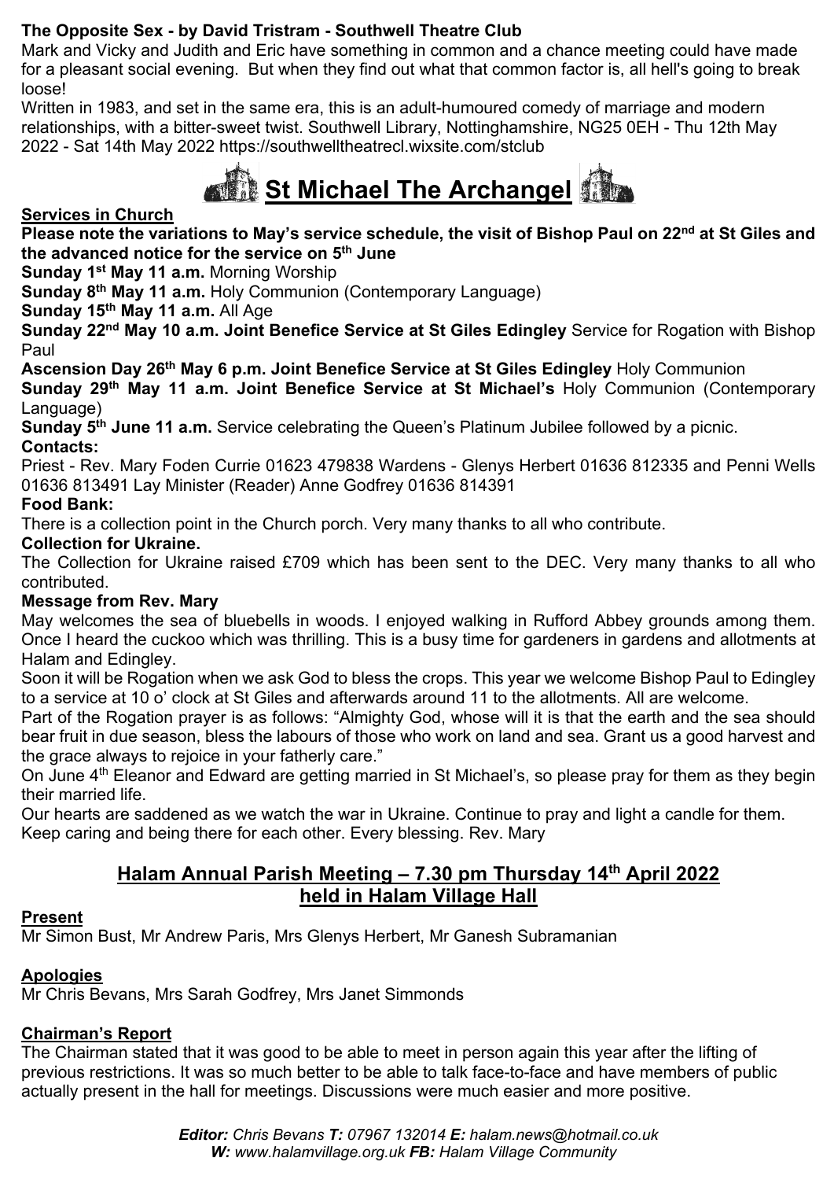**The Opposite Sex - by David Tristram - Southwell Theatre Club**

Mark and Vicky and Judith and Eric have something in common and a chance meeting could have made for a pleasant social evening. But when they find out what that common factor is, all hell's going to break loose!

Written in 1983, and set in the same era, this is an adult-humoured comedy of marriage and modern relationships, with a bitter-sweet twist. Southwell Library, Nottinghamshire, NG25 0EH - Thu 12th May 2022 - Sat 14th May 2022 https://southwelltheatrecl.wixsite.com/stclub

# St Michael The Archangel

**Services in Church**

**Please note the variations to May's service schedule, the visit of Bishop Paul on 22nd at St Giles and the advanced notice for the service on 5th June**

**Sunday 1st May 11 a.m.** Morning Worship

**Sunday 8th May 11 a.m.** Holy Communion (Contemporary Language)

**Sunday 15th May 11 a.m.** All Age

**Sunday 22nd May 10 a.m. Joint Benefice Service at St Giles Edingley** Service for Rogation with Bishop Paul

**Ascension Day 26th May 6 p.m. Joint Benefice Service at St Giles Edingley** Holy Communion

**Sunday 29th May 11 a.m. Joint Benefice Service at St Michael's** Holy Communion (Contemporary Language)

**Sunday 5th June 11 a.m.** Service celebrating the Queen's Platinum Jubilee followed by a picnic.

**Contacts:**

Priest - Rev. Mary Foden Currie 01623 479838 Wardens - Glenys Herbert 01636 812335 and Penni Wells 01636 813491 Lay Minister (Reader) Anne Godfrey 01636 814391

**Food Bank:**

There is a collection point in the Church porch. Very many thanks to all who contribute.

**Collection for Ukraine.**

The Collection for Ukraine raised £709 which has been sent to the DEC. Very many thanks to all who contributed.

**Message from Rev. Mary**

May welcomes the sea of bluebells in woods. I enjoyed walking in Rufford Abbey grounds among them. Once I heard the cuckoo which was thrilling. This is a busy time for gardeners in gardens and allotments at Halam and Edingley.

Soon it will be Rogation when we ask God to bless the crops. This year we welcome Bishop Paul to Edingley to a service at 10 o' clock at St Giles and afterwards around 11 to the allotments. All are welcome.

Part of the Rogation prayer is as follows: "Almighty God, whose will it is that the earth and the sea should bear fruit in due season, bless the labours of those who work on land and sea. Grant us a good harvest and the grace always to rejoice in your fatherly care."

On June 4th Eleanor and Edward are getting married in St Michael's, so please pray for them as they begin their married life.

Our hearts are saddened as we watch the war in Ukraine. Continue to pray and light a candle for them. Keep caring and being there for each other. Every blessing. Rev. Mary

## Halam Annual Parish Meeting – 7.30 pm Thursday 14th April 2022 held in Halam Village Hall

**Present**

Mr Simon Bust, Mr Andrew Paris, Mrs Glenys Herbert, Mr Ganesh Subramanian

**Apologies**

Mr Chris Bevans, Mrs Sarah Godfrey, Mrs Janet Simmonds

**Chairman's Report**

The Chairman stated that it was good to be able to meet in person again this year after the lifting of previous restrictions. It was so much better to be able to talk face-to-face and have members of public actually present in the hall for meetings. Discussions were much easier and more positive.

***Editor:*** *Chris Bevans* ***T:*** *07967 132014* ***E:*** *halam.news@hotmail.co.uk*
***W:*** *www.halamvillage.org.uk* ***FB:*** *Halam Village Community*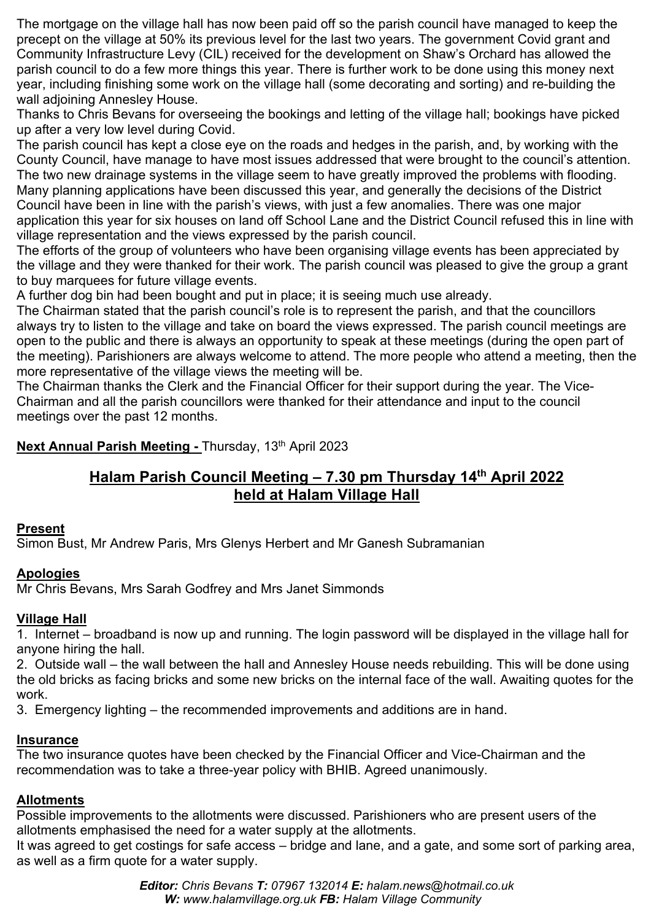The mortgage on the village hall has now been paid off so the parish council have managed to keep the precept on the village at 50% its previous level for the last two years. The government Covid grant and Community Infrastructure Levy (CIL) received for the development on Shaw's Orchard has allowed the parish council to do a few more things this year. There is further work to be done using this money next year, including finishing some work on the village hall (some decorating and sorting) and re-building the wall adjoining Annesley House.

Thanks to Chris Bevans for overseeing the bookings and letting of the village hall; bookings have picked up after a very low level during Covid.

The parish council has kept a close eye on the roads and hedges in the parish, and, by working with the County Council, have manage to have most issues addressed that were brought to the council's attention. The two new drainage systems in the village seem to have greatly improved the problems with flooding.

Many planning applications have been discussed this year, and generally the decisions of the District Council have been in line with the parish's views, with just a few anomalies. There was one major application this year for six houses on land off School Lane and the District Council refused this in line with village representation and the views expressed by the parish council.

The efforts of the group of volunteers who have been organising village events has been appreciated by the village and they were thanked for their work. The parish council was pleased to give the group a grant to buy marquees for future village events.

A further dog bin had been bought and put in place; it is seeing much use already.

The Chairman stated that the parish council's role is to represent the parish, and that the councillors always try to listen to the village and take on board the views expressed. The parish council meetings are open to the public and there is always an opportunity to speak at these meetings (during the open part of the meeting). Parishioners are always welcome to attend. The more people who attend a meeting, then the more representative of the village views the meeting will be.

The Chairman thanks the Clerk and the Financial Officer for their support during the year. The Vice-Chairman and all the parish councillors were thanked for their attendance and input to the council meetings over the past 12 months.

**Next Annual Parish Meeting -** Thursday, 13th April 2023

## Halam Parish Council Meeting – 7.30 pm Thursday 14th April 2022 held at Halam Village Hall

**Present**

Simon Bust, Mr Andrew Paris, Mrs Glenys Herbert and Mr Ganesh Subramanian

**Apologies**

Mr Chris Bevans, Mrs Sarah Godfrey and Mrs Janet Simmonds

**Village Hall**

1. Internet – broadband is now up and running. The login password will be displayed in the village hall for anyone hiring the hall.
2. Outside wall – the wall between the hall and Annesley House needs rebuilding. This will be done using the old bricks as facing bricks and some new bricks on the internal face of the wall. Awaiting quotes for the work.
3. Emergency lighting – the recommended improvements and additions are in hand.

**Insurance**

The two insurance quotes have been checked by the Financial Officer and Vice-Chairman and the recommendation was to take a three-year policy with BHIB. Agreed unanimously.

**Allotments**

Possible improvements to the allotments were discussed. Parishioners who are present users of the allotments emphasised the need for a water supply at the allotments.

It was agreed to get costings for safe access – bridge and lane, and a gate, and some sort of parking area, as well as a firm quote for a water supply.

***Editor:** Chris Bevans **T:** 07967 132014 **E:** halam.news@hotmail.co.uk*
***W:** www.halamvillage.org.uk **FB:** Halam Village Community*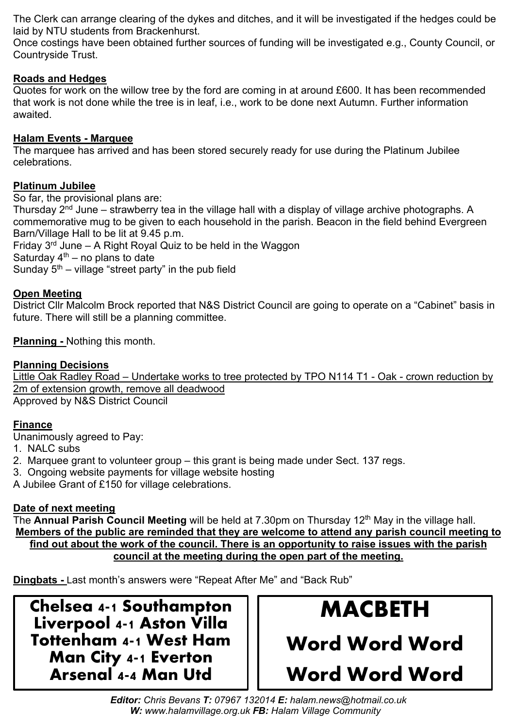The Clerk can arrange clearing of the dykes and ditches, and it will be investigated if the hedges could be laid by NTU students from Brackenhurst.

Once costings have been obtained further sources of funding will be investigated e.g., County Council, or Countryside Trust.

**Roads and Hedges**

Quotes for work on the willow tree by the ford are coming in at around £600. It has been recommended that work is not done while the tree is in leaf, i.e., work to be done next Autumn. Further information awaited.

**Halam Events - Marquee**

The marquee has arrived and has been stored securely ready for use during the Platinum Jubilee celebrations.

**Platinum Jubilee**

So far, the provisional plans are:

Thursday 2nd June – strawberry tea in the village hall with a display of village archive photographs. A commemorative mug to be given to each household in the parish. Beacon in the field behind Evergreen Barn/Village Hall to be lit at 9.45 p.m.

Friday 3rd June – A Right Royal Quiz to be held in the Waggon

Saturday 4th – no plans to date

Sunday 5th – village "street party" in the pub field

**Open Meeting**

District Cllr Malcolm Brock reported that N&S District Council are going to operate on a "Cabinet" basis in future. There will still be a planning committee.

**Planning -** Nothing this month.

**Planning Decisions**

Little Oak Radley Road – Undertake works to tree protected by TPO N114 T1 - Oak - crown reduction by 2m of extension growth, remove all deadwood

Approved by N&S District Council

**Finance**

Unanimously agreed to Pay:

1. NALC subs
2. Marquee grant to volunteer group – this grant is being made under Sect. 137 regs.
3. Ongoing website payments for village website hosting

A Jubilee Grant of £150 for village celebrations.

**Date of next meeting**

The **Annual Parish Council Meeting** will be held at 7.30pm on Thursday 12th May in the village hall.

**Members of the public are reminded that they are welcome to attend any parish council meeting to find out about the work of the council. There is an opportunity to raise issues with the parish council at the meeting during the open part of the meeting.**

**Dingbats -** Last month's answers were "Repeat After Me" and "Back Rub"

**Chelsea 4-1 Southampton**
**Liverpool 4-1 Aston Villa**
**Tottenham 4-1 West Ham**
**Man City 4-1 Everton**
**Arsenal 4-4 Man Utd**

**MACBETH**

**Word Word Word**

**Word Word Word**

***Editor:*** *Chris Bevans* ***T:*** *07967 132014* ***E:*** *halam.news@hotmail.co.uk*
***W:*** *www.halamvillage.org.uk* ***FB:*** *Halam Village Community*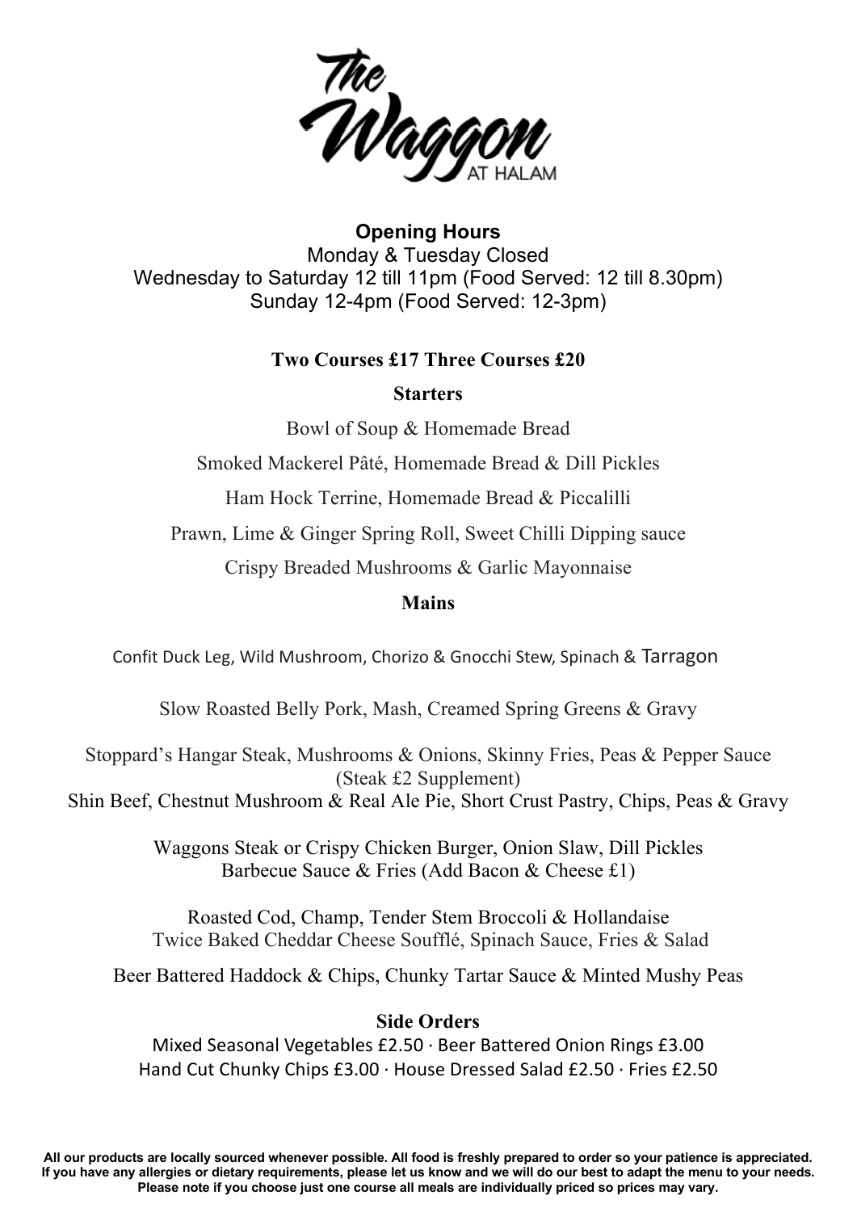# The Waggon AT HALAM

**Opening Hours**

Monday & Tuesday Closed

Wednesday to Saturday 12 till 11pm (Food Served: 12 till 8.30pm)

Sunday 12-4pm (Food Served: 12-3pm)

**Two Courses £17 Three Courses £20**

## Starters

Bowl of Soup & Homemade Bread

Smoked Mackerel Pâté, Homemade Bread & Dill Pickles

Ham Hock Terrine, Homemade Bread & Piccalilli

Prawn, Lime & Ginger Spring Roll, Sweet Chilli Dipping sauce

Crispy Breaded Mushrooms & Garlic Mayonnaise

## Mains

Confit Duck Leg, Wild Mushroom, Chorizo & Gnocchi Stew, Spinach & Tarragon

Slow Roasted Belly Pork, Mash, Creamed Spring Greens & Gravy

Stoppard's Hangar Steak, Mushrooms & Onions, Skinny Fries, Peas & Pepper Sauce (Steak £2 Supplement)

Shin Beef, Chestnut Mushroom & Real Ale Pie, Short Crust Pastry, Chips, Peas & Gravy

Waggons Steak or Crispy Chicken Burger, Onion Slaw, Dill Pickles Barbecue Sauce & Fries (Add Bacon & Cheese £1)

Roasted Cod, Champ, Tender Stem Broccoli & Hollandaise

Twice Baked Cheddar Cheese Soufflé, Spinach Sauce, Fries & Salad

Beer Battered Haddock & Chips, Chunky Tartar Sauce & Minted Mushy Peas

## Side Orders

Mixed Seasonal Vegetables £2.50 · Beer Battered Onion Rings £3.00

Hand Cut Chunky Chips £3.00 · House Dressed Salad £2.50 · Fries £2.50

**All our products are locally sourced whenever possible. All food is freshly prepared to order so your patience is appreciated. If you have any allergies or dietary requirements, please let us know and we will do our best to adapt the menu to your needs. Please note if you choose just one course all meals are individually priced so prices may vary.**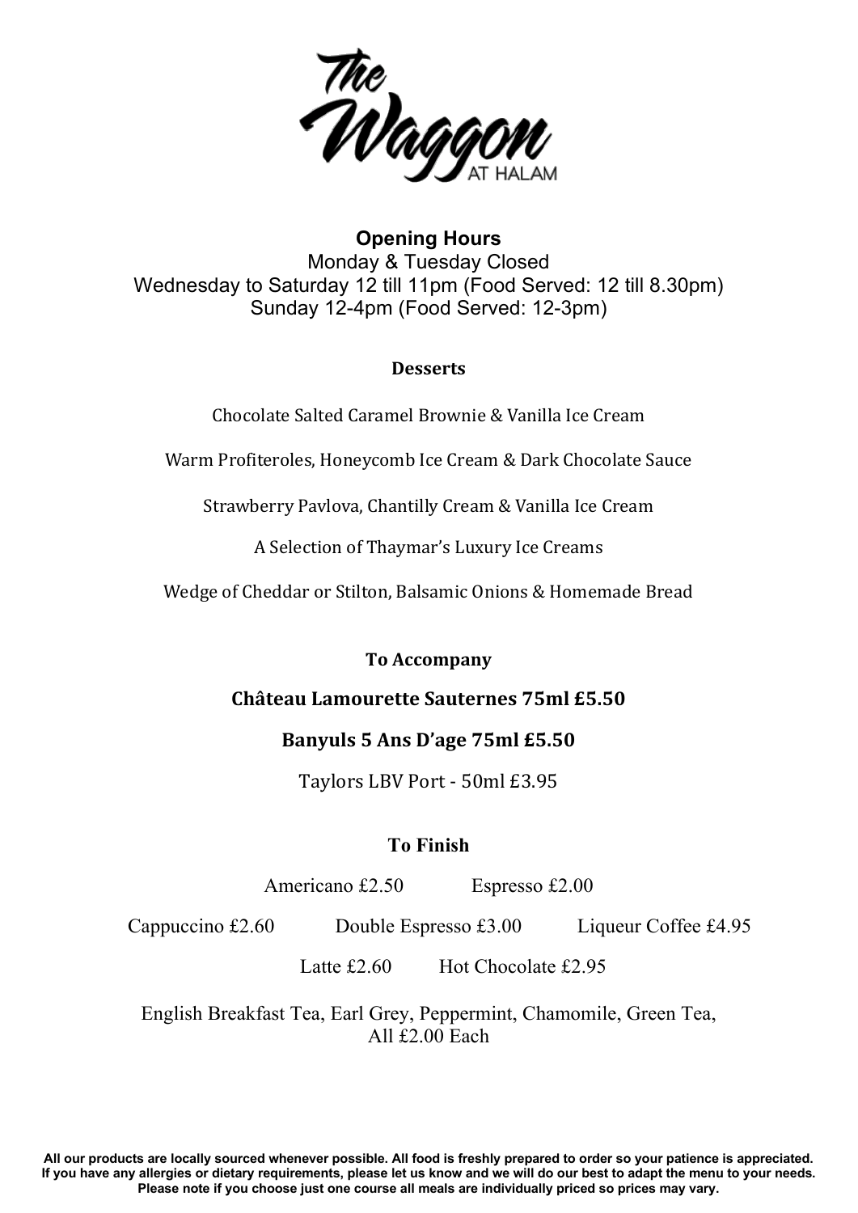# The Waggon AT HALAM

**Opening Hours**

Monday & Tuesday Closed

Wednesday to Saturday 12 till 11pm (Food Served: 12 till 8.30pm)

Sunday 12-4pm (Food Served: 12-3pm)

## Desserts

Chocolate Salted Caramel Brownie & Vanilla Ice Cream

Warm Profiteroles, Honeycomb Ice Cream & Dark Chocolate Sauce

Strawberry Pavlova, Chantilly Cream & Vanilla Ice Cream

A Selection of Thaymar's Luxury Ice Creams

Wedge of Cheddar or Stilton, Balsamic Onions & Homemade Bread

## To Accompany

**Château Lamourette Sauternes 75ml £5.50**

**Banyuls 5 Ans D'age 75ml £5.50**

Taylors LBV Port - 50ml £3.95

## To Finish

Americano £2.50 Espresso £2.00

Cappuccino £2.60 Double Espresso £3.00 Liqueur Coffee £4.95

Latte £2.60 Hot Chocolate £2.95

English Breakfast Tea, Earl Grey, Peppermint, Chamomile, Green Tea, All £2.00 Each

**All our products are locally sourced whenever possible. All food is freshly prepared to order so your patience is appreciated. If you have any allergies or dietary requirements, please let us know and we will do our best to adapt the menu to your needs. Please note if you choose just one course all meals are individually priced so prices may vary.**